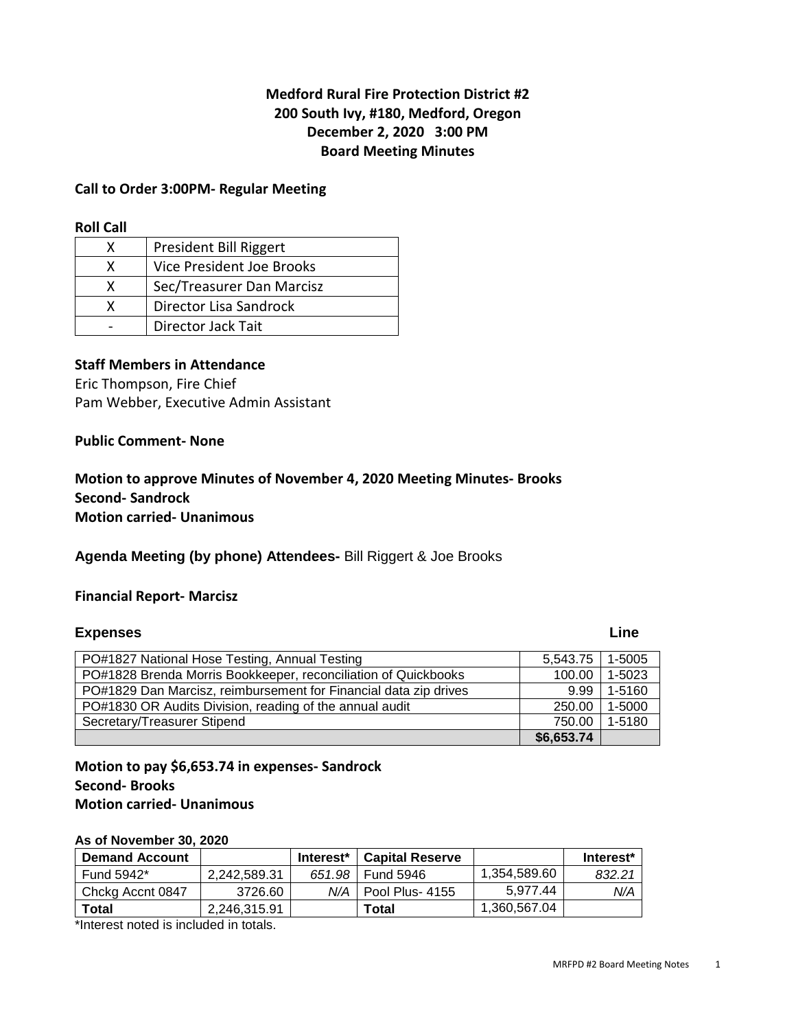# Medford Rural Fire Protection District #2
## 200 South Ivy, #180, Medford, Oregon
## December 2, 2020 3:00 PM
## Board Meeting Minutes

**Call to Order 3:00PM- Regular Meeting**

**Roll Call**

| | |
|---|---|
| X | President Bill Riggert |
| X | Vice President Joe Brooks |
| X | Sec/Treasurer Dan Marcisz |
| X | Director Lisa Sandrock |
| - | Director Jack Tait |

**Staff Members in Attendance**

Eric Thompson, Fire Chief
Pam Webber, Executive Admin Assistant

**Public Comment- None**

**Motion to approve Minutes of November 4, 2020 Meeting Minutes- Brooks**
**Second- Sandrock**
**Motion carried- Unanimous**

**Agenda Meeting (by phone) Attendees-** Bill Riggert & Joe Brooks

**Financial Report- Marcisz**

**Expenses**

| | | Line |
|---|---|---|
| PO#1827 National Hose Testing, Annual Testing | 5,543.75 | 1-5005 |
| PO#1828 Brenda Morris Bookkeeper, reconciliation of Quickbooks | 100.00 | 1-5023 |
| PO#1829 Dan Marcisz, reimbursement for Financial data zip drives | 9.99 | 1-5160 |
| PO#1830 OR Audits Division, reading of the annual audit | 250.00 | 1-5000 |
| Secretary/Treasurer Stipend | 750.00 | 1-5180 |
| | **$6,653.74** | |

**Motion to pay $6,653.74 in expenses- Sandrock**
**Second- Brooks**
**Motion carried- Unanimous**

**As of November 30, 2020**

| Demand Account | | Interest* | Capital Reserve | | Interest* |
|---|---|---|---|---|---|
| Fund 5942* | 2,242,589.31 | *651.98* | Fund 5946 | 1,354,589.60 | *832.21* |
| Chckg Accnt 0847 | 3726.60 | *N/A* | Pool Plus- 4155 | 5,977.44 | *N/A* |
| **Total** | 2,246,315.91 | | **Total** | 1,360,567.04 | |

*Interest noted is included in totals.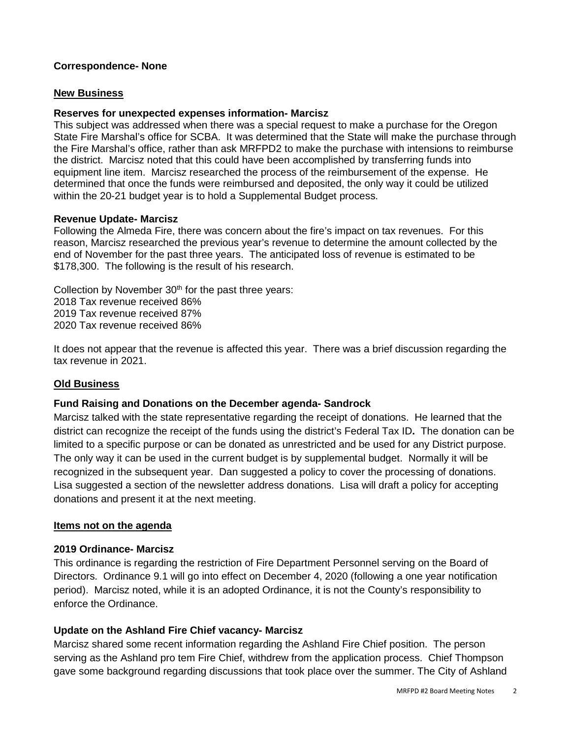**Correspondence- None**

## New Business

**Reserves for unexpected expenses information- Marcisz**

This subject was addressed when there was a special request to make a purchase for the Oregon State Fire Marshal's office for SCBA. It was determined that the State will make the purchase through the Fire Marshal's office, rather than ask MRFPD2 to make the purchase with intensions to reimburse the district. Marcisz noted that this could have been accomplished by transferring funds into equipment line item. Marcisz researched the process of the reimbursement of the expense. He determined that once the funds were reimbursed and deposited, the only way it could be utilized within the 20-21 budget year is to hold a Supplemental Budget process.

**Revenue Update- Marcisz**

Following the Almeda Fire, there was concern about the fire's impact on tax revenues. For this reason, Marcisz researched the previous year's revenue to determine the amount collected by the end of November for the past three years. The anticipated loss of revenue is estimated to be $178,300. The following is the result of his research.

Collection by November 30th for the past three years:
2018 Tax revenue received 86%
2019 Tax revenue received 87%
2020 Tax revenue received 86%

It does not appear that the revenue is affected this year. There was a brief discussion regarding the tax revenue in 2021.

## Old Business

**Fund Raising and Donations on the December agenda- Sandrock**

Marcisz talked with the state representative regarding the receipt of donations. He learned that the district can recognize the receipt of the funds using the district's Federal Tax ID**.** The donation can be limited to a specific purpose or can be donated as unrestricted and be used for any District purpose. The only way it can be used in the current budget is by supplemental budget. Normally it will be recognized in the subsequent year. Dan suggested a policy to cover the processing of donations. Lisa suggested a section of the newsletter address donations. Lisa will draft a policy for accepting donations and present it at the next meeting.

## Items not on the agenda

**2019 Ordinance- Marcisz**

This ordinance is regarding the restriction of Fire Department Personnel serving on the Board of Directors. Ordinance 9.1 will go into effect on December 4, 2020 (following a one year notification period). Marcisz noted, while it is an adopted Ordinance, it is not the County's responsibility to enforce the Ordinance.

**Update on the Ashland Fire Chief vacancy- Marcisz**

Marcisz shared some recent information regarding the Ashland Fire Chief position. The person serving as the Ashland pro tem Fire Chief, withdrew from the application process. Chief Thompson gave some background regarding discussions that took place over the summer. The City of Ashland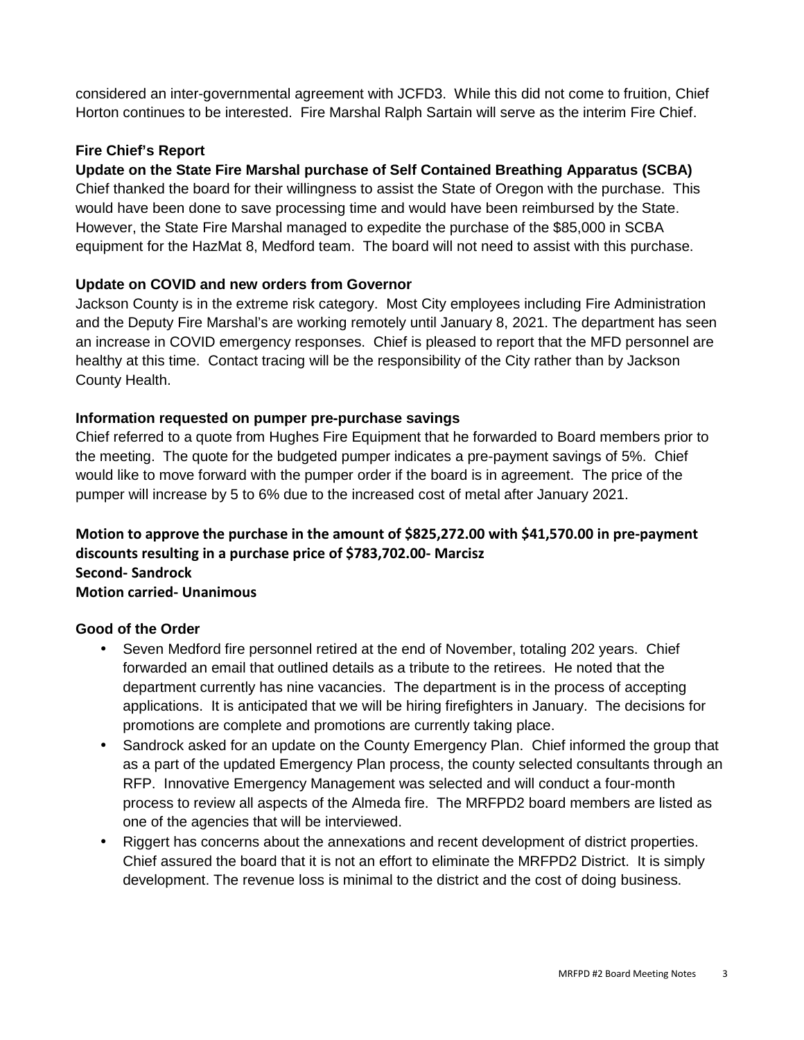considered an inter-governmental agreement with JCFD3. While this did not come to fruition, Chief Horton continues to be interested. Fire Marshal Ralph Sartain will serve as the interim Fire Chief.

**Fire Chief's Report**

**Update on the State Fire Marshal purchase of Self Contained Breathing Apparatus (SCBA)**

Chief thanked the board for their willingness to assist the State of Oregon with the purchase. This would have been done to save processing time and would have been reimbursed by the State. However, the State Fire Marshal managed to expedite the purchase of the $85,000 in SCBA equipment for the HazMat 8, Medford team. The board will not need to assist with this purchase.

**Update on COVID and new orders from Governor**

Jackson County is in the extreme risk category. Most City employees including Fire Administration and the Deputy Fire Marshal's are working remotely until January 8, 2021. The department has seen an increase in COVID emergency responses. Chief is pleased to report that the MFD personnel are healthy at this time. Contact tracing will be the responsibility of the City rather than by Jackson County Health.

**Information requested on pumper pre-purchase savings**

Chief referred to a quote from Hughes Fire Equipment that he forwarded to Board members prior to the meeting. The quote for the budgeted pumper indicates a pre-payment savings of 5%. Chief would like to move forward with the pumper order if the board is in agreement. The price of the pumper will increase by 5 to 6% due to the increased cost of metal after January 2021.

**Motion to approve the purchase in the amount of $825,272.00 with $41,570.00 in pre-payment discounts resulting in a purchase price of $783,702.00- Marcisz**
**Second- Sandrock**
**Motion carried- Unanimous**

**Good of the Order**

- Seven Medford fire personnel retired at the end of November, totaling 202 years. Chief forwarded an email that outlined details as a tribute to the retirees. He noted that the department currently has nine vacancies. The department is in the process of accepting applications. It is anticipated that we will be hiring firefighters in January. The decisions for promotions are complete and promotions are currently taking place.
- Sandrock asked for an update on the County Emergency Plan. Chief informed the group that as a part of the updated Emergency Plan process, the county selected consultants through an RFP. Innovative Emergency Management was selected and will conduct a four-month process to review all aspects of the Almeda fire. The MRFPD2 board members are listed as one of the agencies that will be interviewed.
- Riggert has concerns about the annexations and recent development of district properties. Chief assured the board that it is not an effort to eliminate the MRFPD2 District. It is simply development. The revenue loss is minimal to the district and the cost of doing business.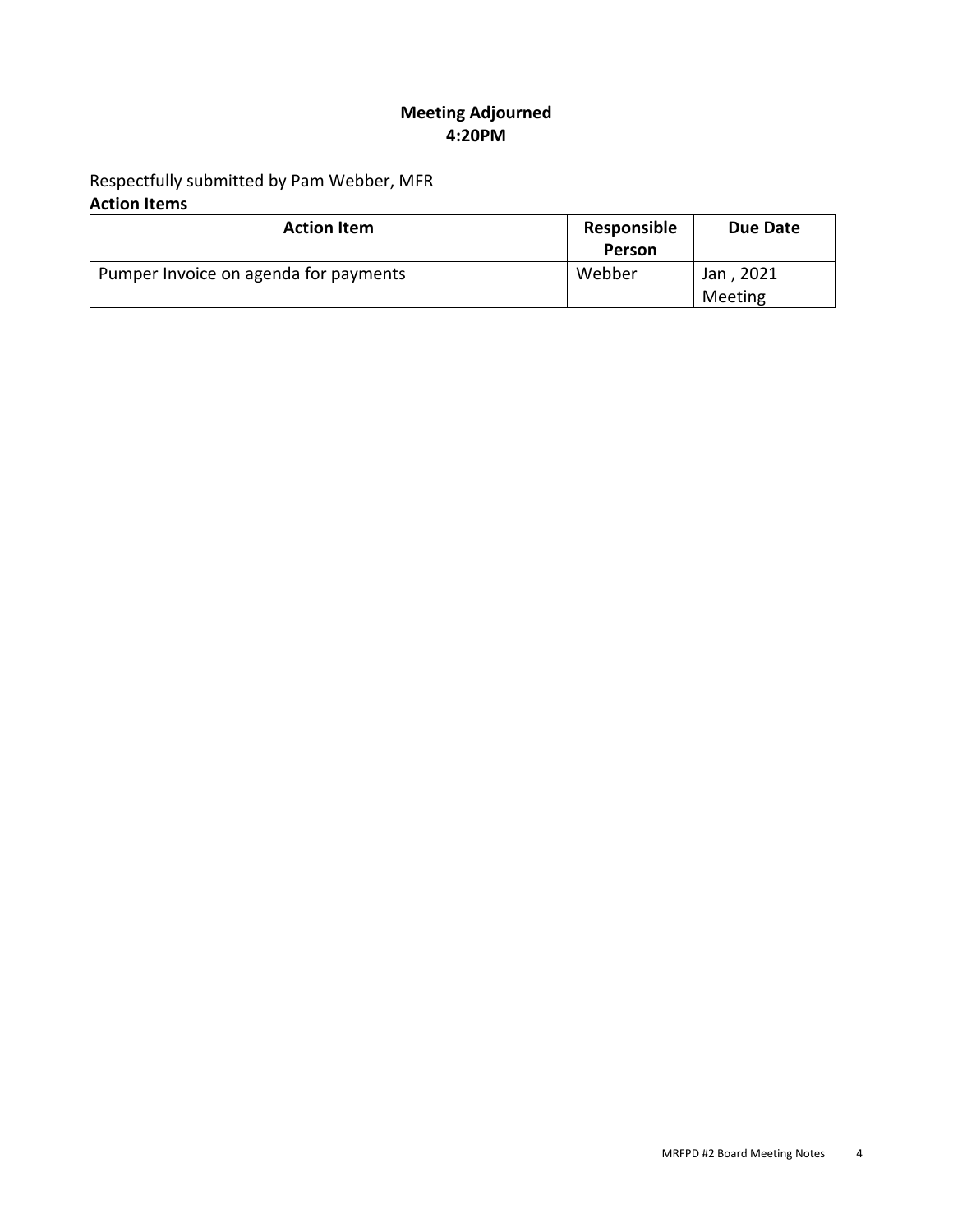**Meeting Adjourned**
**4:20PM**

Respectfully submitted by Pam Webber, MFR

**Action Items**

| Action Item | Responsible Person | Due Date |
|---|---|---|
| Pumper Invoice on agenda for payments | Webber | Jan , 2021 Meeting |